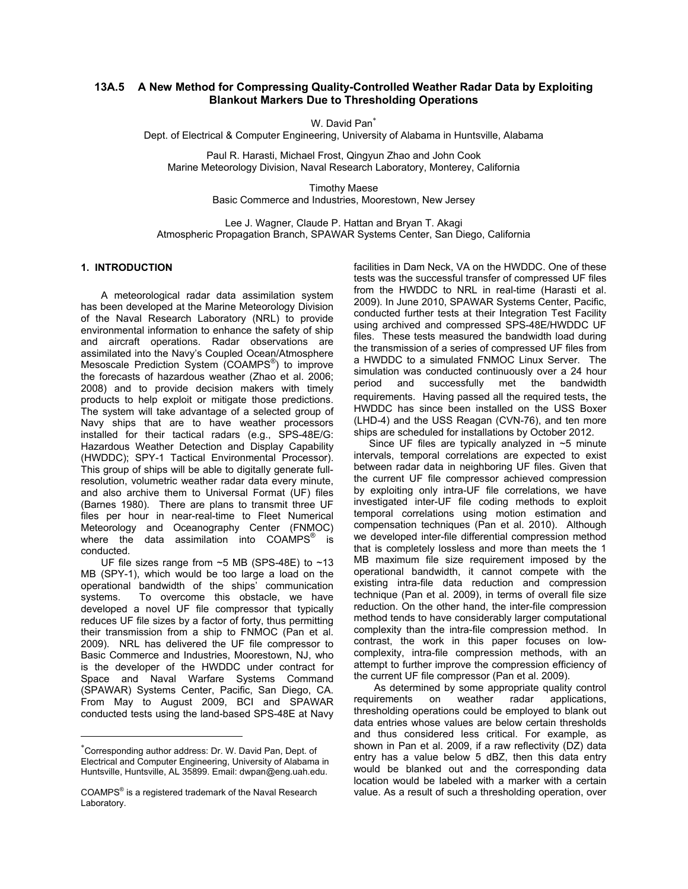# 13A.5 A New Method for Compressing Quality-Controlled Weather Radar Data by Exploiting Blankout Markers Due to Thresholding Operations

W. David Pan*
Dept. of Electrical & Computer Engineering, University of Alabama in Huntsville, Alabama

Paul R. Harasti, Michael Frost, Qingyun Zhao and John Cook
Marine Meteorology Division, Naval Research Laboratory, Monterey, California

Timothy Maese
Basic Commerce and Industries, Moorestown, New Jersey

Lee J. Wagner, Claude P. Hattan and Bryan T. Akagi
Atmospheric Propagation Branch, SPAWAR Systems Center, San Diego, California

## 1. INTRODUCTION

A meteorological radar data assimilation system has been developed at the Marine Meteorology Division of the Naval Research Laboratory (NRL) to provide environmental information to enhance the safety of ship and aircraft operations. Radar observations are assimilated into the Navy's Coupled Ocean/Atmosphere Mesoscale Prediction System (COAMPS®) to improve the forecasts of hazardous weather (Zhao et al. 2006; 2008) and to provide decision makers with timely products to help exploit or mitigate those predictions. The system will take advantage of a selected group of Navy ships that are to have weather processors installed for their tactical radars (e.g., SPS-48E/G: Hazardous Weather Detection and Display Capability (HWDDC); SPY-1 Tactical Environmental Processor). This group of ships will be able to digitally generate full-resolution, volumetric weather radar data every minute, and also archive them to Universal Format (UF) files (Barnes 1980). There are plans to transmit three UF files per hour in near-real-time to Fleet Numerical Meteorology and Oceanography Center (FNMOC) where the data assimilation into COAMPS® is conducted.

UF file sizes range from ~5 MB (SPS-48E) to ~13 MB (SPY-1), which would be too large a load on the operational bandwidth of the ships' communication systems. To overcome this obstacle, we have developed a novel UF file compressor that typically reduces UF file sizes by a factor of forty, thus permitting their transmission from a ship to FNMOC (Pan et al. 2009). NRL has delivered the UF file compressor to Basic Commerce and Industries, Moorestown, NJ, who is the developer of the HWDDC under contract for Space and Naval Warfare Systems Command (SPAWAR) Systems Center, Pacific, San Diego, CA. From May to August 2009, BCI and SPAWAR conducted tests using the land-based SPS-48E at Navy facilities in Dam Neck, VA on the HWDDC. One of these tests was the successful transfer of compressed UF files from the HWDDC to NRL in real-time (Harasti et al. 2009). In June 2010, SPAWAR Systems Center, Pacific, conducted further tests at their Integration Test Facility using archived and compressed SPS-48E/HWDDC UF files. These tests measured the bandwidth load during the transmission of a series of compressed UF files from a HWDDC to a simulated FNMOC Linux Server. The simulation was conducted continuously over a 24 hour period and successfully met the bandwidth requirements. Having passed all the required tests, the HWDDC has since been installed on the USS Boxer (LHD-4) and the USS Reagan (CVN-76), and ten more ships are scheduled for installations by October 2012.

Since UF files are typically analyzed in ~5 minute intervals, temporal correlations are expected to exist between radar data in neighboring UF files. Given that the current UF file compressor achieved compression by exploiting only intra-UF file correlations, we have investigated inter-UF file coding methods to exploit temporal correlations using motion estimation and compensation techniques (Pan et al. 2010). Although we developed inter-file differential compression method that is completely lossless and more than meets the 1 MB maximum file size requirement imposed by the operational bandwidth, it cannot compete with the existing intra-file data reduction and compression technique (Pan et al. 2009), in terms of overall file size reduction. On the other hand, the inter-file compression method tends to have considerably larger computational complexity than the intra-file compression method. In contrast, the work in this paper focuses on low-complexity, intra-file compression methods, with an attempt to further improve the compression efficiency of the current UF file compressor (Pan et al. 2009).

As determined by some appropriate quality control requirements on weather radar applications, thresholding operations could be employed to blank out data entries whose values are below certain thresholds and thus considered less critical. For example, as shown in Pan et al. 2009, if a raw reflectivity (DZ) data entry has a value below 5 dBZ, then this data entry would be blanked out and the corresponding data location would be labeled with a marker with a certain value. As a result of such a thresholding operation, over

---

*Corresponding author address: Dr. W. David Pan, Dept. of Electrical and Computer Engineering, University of Alabama in Huntsville, Huntsville, AL 35899. Email: dwpan@eng.uah.edu.

COAMPS® is a registered trademark of the Naval Research Laboratory.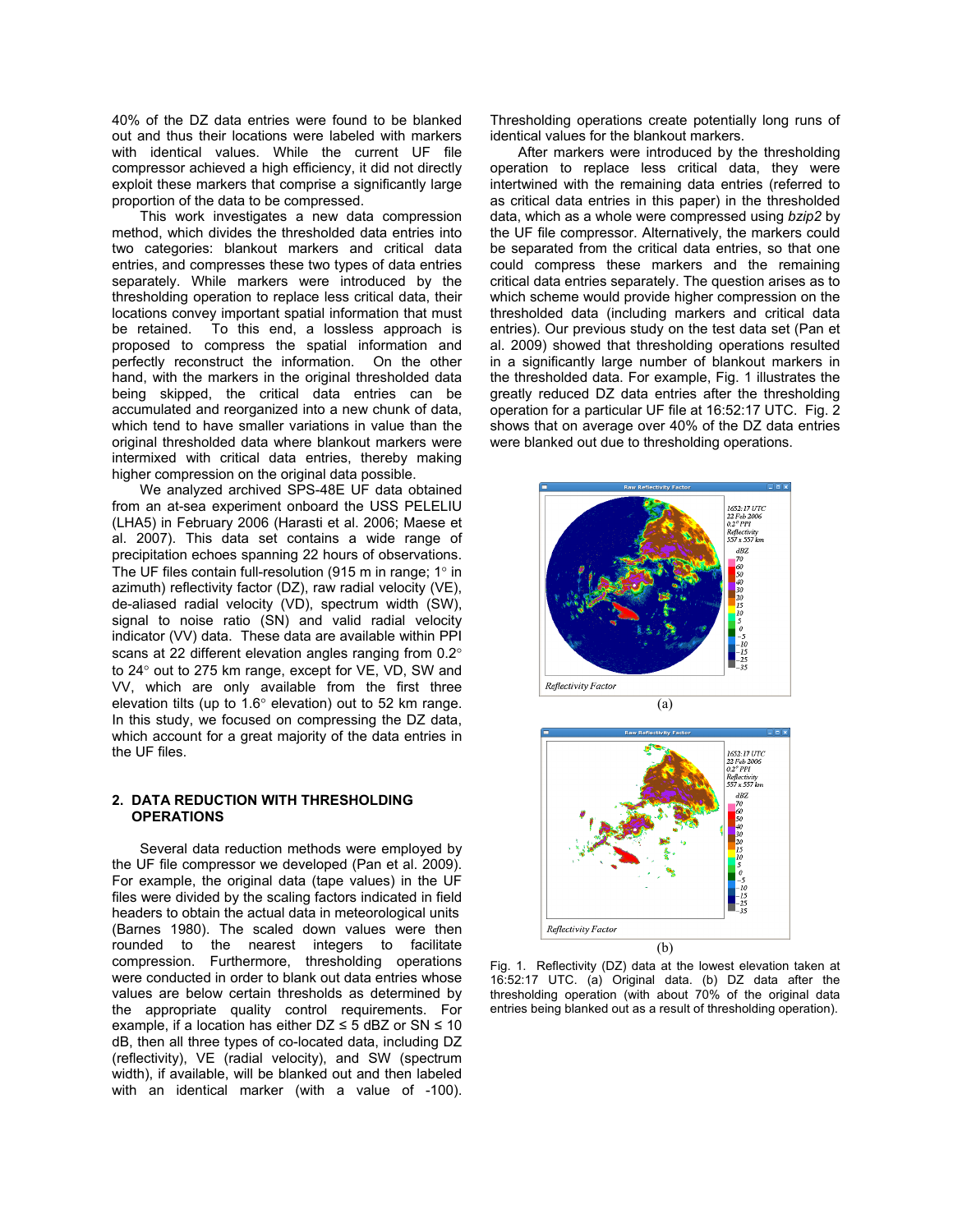40% of the DZ data entries were found to be blanked out and thus their locations were labeled with markers with identical values. While the current UF file compressor achieved a high efficiency, it did not directly exploit these markers that comprise a significantly large proportion of the data to be compressed.

This work investigates a new data compression method, which divides the thresholded data entries into two categories: blankout markers and critical data entries, and compresses these two types of data entries separately. While markers were introduced by the thresholding operation to replace less critical data, their locations convey important spatial information that must be retained. To this end, a lossless approach is proposed to compress the spatial information and perfectly reconstruct the information. On the other hand, with the markers in the original thresholded data being skipped, the critical data entries can be accumulated and reorganized into a new chunk of data, which tend to have smaller variations in value than the original thresholded data where blankout markers were intermixed with critical data entries, thereby making higher compression on the original data possible.

We analyzed archived SPS-48E UF data obtained from an at-sea experiment onboard the USS PELELIU (LHA5) in February 2006 (Harasti et al. 2006; Maese et al. 2007). This data set contains a wide range of precipitation echoes spanning 22 hours of observations. The UF files contain full-resolution (915 m in range; 1° in azimuth) reflectivity factor (DZ), raw radial velocity (VE), de-aliased radial velocity (VD), spectrum width (SW), signal to noise ratio (SN) and valid radial velocity indicator (VV) data. These data are available within PPI scans at 22 different elevation angles ranging from 0.2° to 24° out to 275 km range, except for VE, VD, SW and VV, which are only available from the first three elevation tilts (up to 1.6° elevation) out to 52 km range. In this study, we focused on compressing the DZ data, which account for a great majority of the data entries in the UF files.

## 2. DATA REDUCTION WITH THRESHOLDING OPERATIONS

Several data reduction methods were employed by the UF file compressor we developed (Pan et al. 2009). For example, the original data (tape values) in the UF files were divided by the scaling factors indicated in field headers to obtain the actual data in meteorological units (Barnes 1980). The scaled down values were then rounded to the nearest integers to facilitate compression. Furthermore, thresholding operations were conducted in order to blank out data entries whose values are below certain thresholds as determined by the appropriate quality control requirements. For example, if a location has either DZ ≤ 5 dBZ or SN ≤ 10 dB, then all three types of co-located data, including DZ (reflectivity), VE (radial velocity), and SW (spectrum width), if available, will be blanked out and then labeled with an identical marker (with a value of -100). Thresholding operations create potentially long runs of identical values for the blankout markers.

After markers were introduced by the thresholding operation to replace less critical data, they were intertwined with the remaining data entries (referred to as critical data entries in this paper) in the thresholded data, which as a whole were compressed using *bzip2* by the UF file compressor. Alternatively, the markers could be separated from the critical data entries, so that one could compress these markers and the remaining critical data entries separately. The question arises as to which scheme would provide higher compression on the thresholded data (including markers and critical data entries). Our previous study on the test data set (Pan et al. 2009) showed that thresholding operations resulted in a significantly large number of blankout markers in the thresholded data. For example, Fig. 1 illustrates the greatly reduced DZ data entries after the thresholding operation for a particular UF file at 16:52:17 UTC. Fig. 2 shows that on average over 40% of the DZ data entries were blanked out due to thresholding operations.

(a)

(b)

Fig. 1. Reflectivity (DZ) data at the lowest elevation taken at 16:52:17 UTC. (a) Original data. (b) DZ data after the thresholding operation (with about 70% of the original data entries being blanked out as a result of thresholding operation).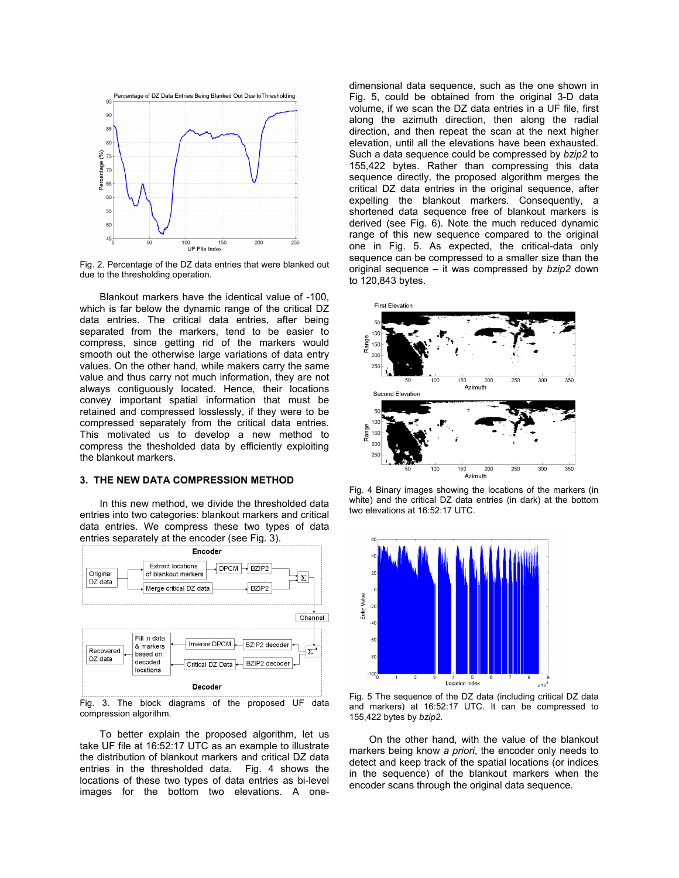Fig. 2. Percentage of the DZ data entries that were blanked out due to the thresholding operation.

Blankout markers have the identical value of -100, which is far below the dynamic range of the critical DZ data entries. The critical data entries, after being separated from the markers, tend to be easier to compress, since getting rid of the markers would smooth out the otherwise large variations of data entry values. On the other hand, while makers carry the same value and thus carry not much information, they are not always contiguously located. Hence, their locations convey important spatial information that must be retained and compressed losslessly, if they were to be compressed separately from the critical data entries. This motivated us to develop a new method to compress the thesholded data by efficiently exploiting the blankout markers.

## 3. THE NEW DATA COMPRESSION METHOD

In this new method, we divide the thresholded data entries into two categories: blankout markers and critical data entries. We compress these two types of data entries separately at the encoder (see Fig. 3).

Fig. 3. The block diagrams of the proposed UF data compression algorithm.

To better explain the proposed algorithm, let us take UF file at 16:52:17 UTC as an example to illustrate the distribution of blankout markers and critical DZ data entries in the thresholded data. Fig. 4 shows the locations of these two types of data entries as bi-level images for the bottom two elevations. A one-dimensional data sequence, such as the one shown in Fig. 5, could be obtained from the original 3-D data volume, if we scan the DZ data entries in a UF file, first along the azimuth direction, then along the radial direction, and then repeat the scan at the next higher elevation, until all the elevations have been exhausted. Such a data sequence could be compressed by *bzip2* to 155,422 bytes. Rather than compressing this data sequence directly, the proposed algorithm merges the critical DZ data entries in the original sequence, after expelling the blankout markers. Consequently, a shortened data sequence free of blankout markers is derived (see Fig. 6). Note the much reduced dynamic range of this new sequence compared to the original one in Fig. 5. As expected, the critical-data only sequence can be compressed to a smaller size than the original sequence – it was compressed by *bzip2* down to 120,843 bytes.

Fig. 4 Binary images showing the locations of the markers (in white) and the critical DZ data entries (in dark) at the bottom two elevations at 16:52:17 UTC.

Fig. 5 The sequence of the DZ data (including critical DZ data and markers) at 16:52:17 UTC. It can be compressed to 155,422 bytes by *bzip2*.

On the other hand, with the value of the blankout markers being know *a priori*, the encoder only needs to detect and keep track of the spatial locations (or indices in the sequence) of the blankout markers when the encoder scans through the original data sequence.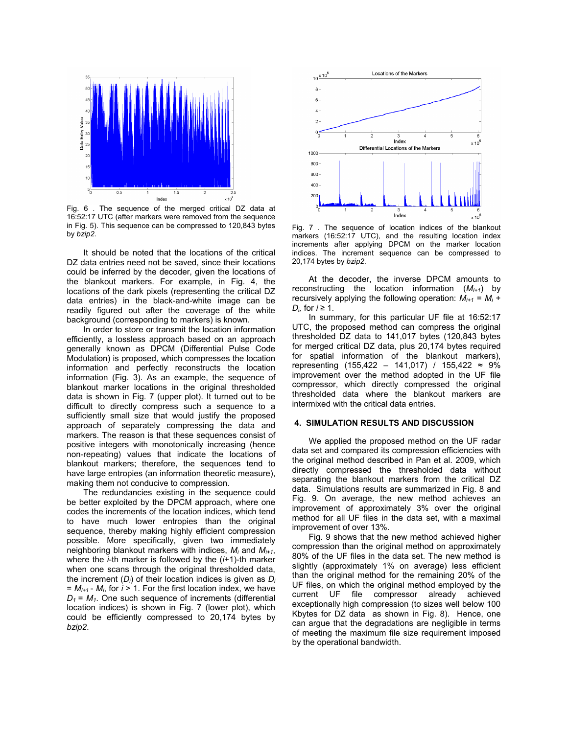Fig. 6 . The sequence of the merged critical DZ data at 16:52:17 UTC (after markers were removed from the sequence in Fig. 5). This sequence can be compressed to 120,843 bytes by *bzip2*.

It should be noted that the locations of the critical DZ data entries need not be saved, since their locations could be inferred by the decoder, given the locations of the blankout markers. For example, in Fig. 4, the locations of the dark pixels (representing the critical DZ data entries) in the black-and-white image can be readily figured out after the coverage of the white background (corresponding to markers) is known.

In order to store or transmit the location information efficiently, a lossless approach based on an approach generally known as DPCM (Differential Pulse Code Modulation) is proposed, which compresses the location information and perfectly reconstructs the location information (Fig. 3). As an example, the sequence of blankout marker locations in the original thresholded data is shown in Fig. 7 (upper plot). It turned out to be difficult to directly compress such a sequence to a sufficiently small size that would justify the proposed approach of separately compressing the data and markers. The reason is that these sequences consist of positive integers with monotonically increasing (hence non-repeating) values that indicate the locations of blankout markers; therefore, the sequences tend to have large entropies (an information theoretic measure), making them not conducive to compression.

The redundancies existing in the sequence could be better exploited by the DPCM approach, where one codes the increments of the location indices, which tend to have much lower entropies than the original sequence, thereby making highly efficient compression possible. More specifically, given two immediately neighboring blankout markers with indices, $M_i$ and $M_{i+1}$, where the $i$-th marker is followed by the ($i$+1)-th marker when one scans through the original thresholded data, the increment ($D_i$) of their location indices is given as $D_i = M_{i+1} - M_i$, for $i > 1$. For the first location index, we have $D_1 = M_1$. One such sequence of increments (differential location indices) is shown in Fig. 7 (lower plot), which could be efficiently compressed to 20,174 bytes by *bzip2*.

Fig. 7 . The sequence of location indices of the blankout markers (16:52:17 UTC), and the resulting location index increments after applying DPCM on the marker location indices. The increment sequence can be compressed to 20,174 bytes by *bzip2*.

At the decoder, the inverse DPCM amounts to reconstructing the location information ($M_{i+1}$) by recursively applying the following operation: $M_{i+1} = M_i + D_i$, for $i \geq 1$.

In summary, for this particular UF file at 16:52:17 UTC, the proposed method can compress the original thresholded DZ data to 141,017 bytes (120,843 bytes for merged critical DZ data, plus 20,174 bytes required for spatial information of the blankout markers), representing (155,422 – 141,017) / 155,422 ≈ 9% improvement over the method adopted in the UF file compressor, which directly compressed the original thresholded data where the blankout markers are intermixed with the critical data entries.

## 4. SIMULATION RESULTS AND DISCUSSION

We applied the proposed method on the UF radar data set and compared its compression efficiencies with the original method described in Pan et al. 2009, which directly compressed the thresholded data without separating the blankout markers from the critical DZ data. Simulations results are summarized in Fig. 8 and Fig. 9. On average, the new method achieves an improvement of approximately 3% over the original method for all UF files in the data set, with a maximal improvement of over 13%.

Fig. 9 shows that the new method achieved higher compression than the original method on approximately 80% of the UF files in the data set. The new method is slightly (approximately 1% on average) less efficient than the original method for the remaining 20% of the UF files, on which the original method employed by the current UF file compressor already achieved exceptionally high compression (to sizes well below 100 Kbytes for DZ data as shown in Fig. 8). Hence, one can argue that the degradations are negligible in terms of meeting the maximum file size requirement imposed by the operational bandwidth.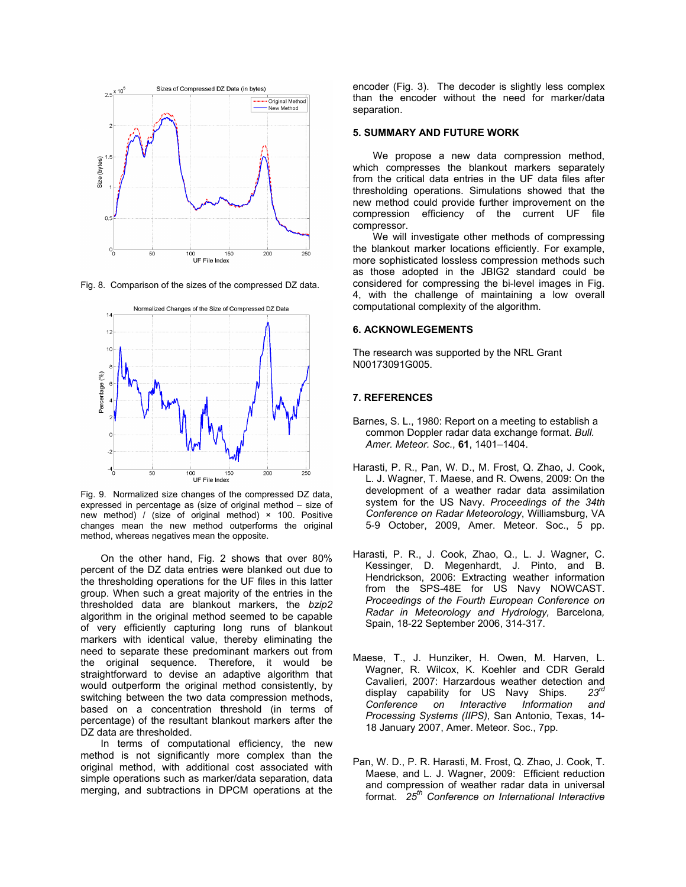Fig. 8. Comparison of the sizes of the compressed DZ data.

Fig. 9. Normalized size changes of the compressed DZ data, expressed in percentage as (size of original method – size of new method) / (size of original method) × 100. Positive changes mean the new method outperforms the original method, whereas negatives mean the opposite.

On the other hand, Fig. 2 shows that over 80% percent of the DZ data entries were blanked out due to the thresholding operations for the UF files in this latter group. When such a great majority of the entries in the thresholded data are blankout markers, the *bzip2* algorithm in the original method seemed to be capable of very efficiently capturing long runs of blankout markers with identical value, thereby eliminating the need to separate these predominant markers out from the original sequence. Therefore, it would be straightforward to devise an adaptive algorithm that would outperform the original method consistently, by switching between the two data compression methods, based on a concentration threshold (in terms of percentage) of the resultant blankout markers after the DZ data are thresholded.

In terms of computational efficiency, the new method is not significantly more complex than the original method, with additional cost associated with simple operations such as marker/data separation, data merging, and subtractions in DPCM operations at the encoder (Fig. 3). The decoder is slightly less complex than the encoder without the need for marker/data separation.

## 5. SUMMARY AND FUTURE WORK

We propose a new data compression method, which compresses the blankout markers separately from the critical data entries in the UF data files after thresholding operations. Simulations showed that the new method could provide further improvement on the compression efficiency of the current UF file compressor.

We will investigate other methods of compressing the blankout marker locations efficiently. For example, more sophisticated lossless compression methods such as those adopted in the JBIG2 standard could be considered for compressing the bi-level images in Fig. 4, with the challenge of maintaining a low overall computational complexity of the algorithm.

## 6. ACKNOWLEGEMENTS

The research was supported by the NRL Grant N00173091G005.

## 7. REFERENCES

Barnes, S. L., 1980: Report on a meeting to establish a common Doppler radar data exchange format. *Bull. Amer. Meteor. Soc.*, **61**, 1401–1404.

Harasti, P. R., Pan, W. D., M. Frost, Q. Zhao, J. Cook, L. J. Wagner, T. Maese, and R. Owens, 2009: On the development of a weather radar data assimilation system for the US Navy. *Proceedings of the 34th Conference on Radar Meteorology*, Williamsburg, VA 5-9 October, 2009, Amer. Meteor. Soc., 5 pp.

Harasti, P. R., J. Cook, Zhao, Q., L. J. Wagner, C. Kessinger, D. Megenhardt, J. Pinto, and B. Hendrickson, 2006: Extracting weather information from the SPS-48E for US Navy NOWCAST. *Proceedings of the Fourth European Conference on Radar in Meteorology and Hydrology*, Barcelona, Spain, 18-22 September 2006, 314-317.

Maese, T., J. Hunziker, H. Owen, M. Harven, L. Wagner, R. Wilcox, K. Koehler and CDR Gerald Cavalieri, 2007: Harzardous weather detection and display capability for US Navy Ships. *23rd Conference on Interactive Information and Processing Systems (IIPS)*, San Antonio, Texas, 14-18 January 2007, Amer. Meteor. Soc., 7pp.

Pan, W. D., P. R. Harasti, M. Frost, Q. Zhao, J. Cook, T. Maese, and L. J. Wagner, 2009: Efficient reduction and compression of weather radar data in universal format. *25th Conference on International Interactive*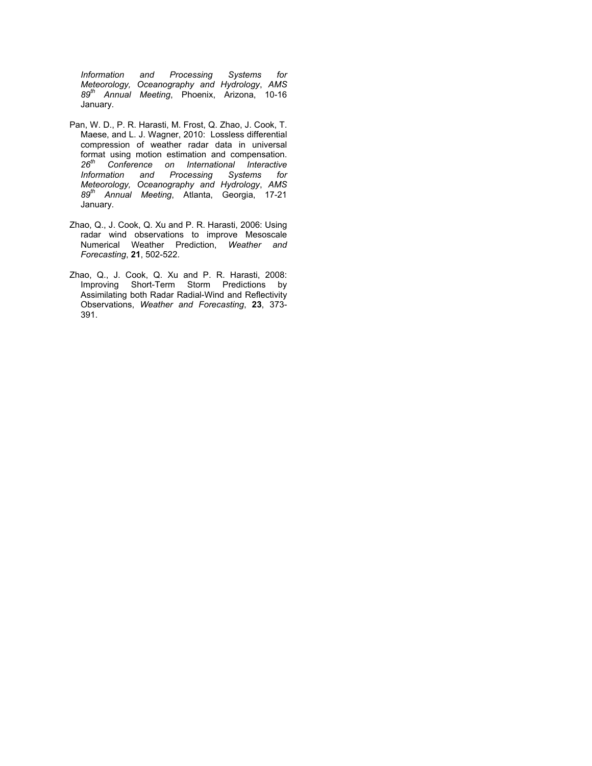*Information and Processing Systems for Meteorology, Oceanography and Hydrology*, *AMS 89th Annual Meeting*, Phoenix, Arizona, 10-16 January.

Pan, W. D., P. R. Harasti, M. Frost, Q. Zhao, J. Cook, T. Maese, and L. J. Wagner, 2010: Lossless differential compression of weather radar data in universal format using motion estimation and compensation. *26th Conference on International Interactive Information and Processing Systems for Meteorology, Oceanography and Hydrology*, *AMS 89th Annual Meeting*, Atlanta, Georgia, 17-21 January.

Zhao, Q., J. Cook, Q. Xu and P. R. Harasti, 2006: Using radar wind observations to improve Mesoscale Numerical Weather Prediction, *Weather and Forecasting*, **21**, 502-522.

Zhao, Q., J. Cook, Q. Xu and P. R. Harasti, 2008: Improving Short-Term Storm Predictions by Assimilating both Radar Radial-Wind and Reflectivity Observations, *Weather and Forecasting*, **23**, 373-391.